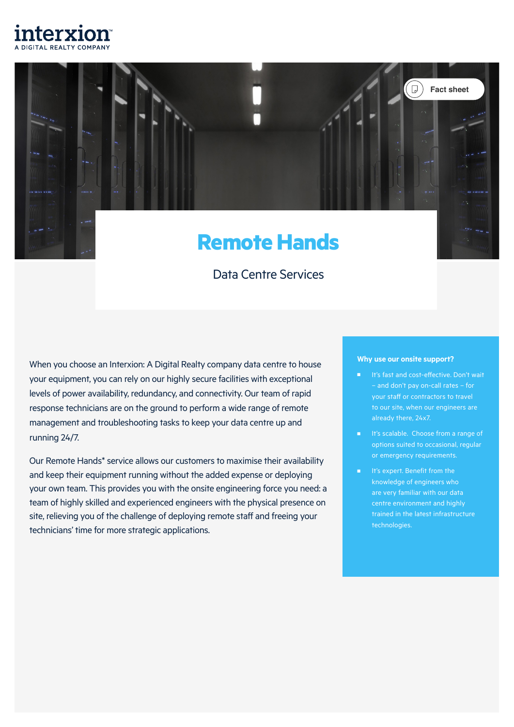interxion
A DIGITAL REALTY COMPANY

Fact sheet

# Remote Hands

## Data Centre Services

When you choose an Interxion: A Digital Realty company data centre to house your equipment, you can rely on our highly secure facilities with exceptional levels of power availability, redundancy, and connectivity. Our team of rapid response technicians are on the ground to perform a wide range of remote management and troubleshooting tasks to keep your data centre up and running 24/7.

Our Remote Hands* service allows our customers to maximise their availability and keep their equipment running without the added expense or deploying your own team. This provides you with the onsite engineering force you need: a team of highly skilled and experienced engineers with the physical presence on site, relieving you of the challenge of deploying remote staff and freeing your technicians' time for more strategic applications.

**Why use our onsite support?**

- It's fast and cost-effective. Don't wait – and don't pay on-call rates – for your staff or contractors to travel to our site, when our engineers are already there, 24x7.
- It's scalable. Choose from a range of options suited to occasional, regular or emergency requirements.
- It's expert. Benefit from the knowledge of engineers who are very familiar with our data centre environment and highly trained in the latest infrastructure technologies.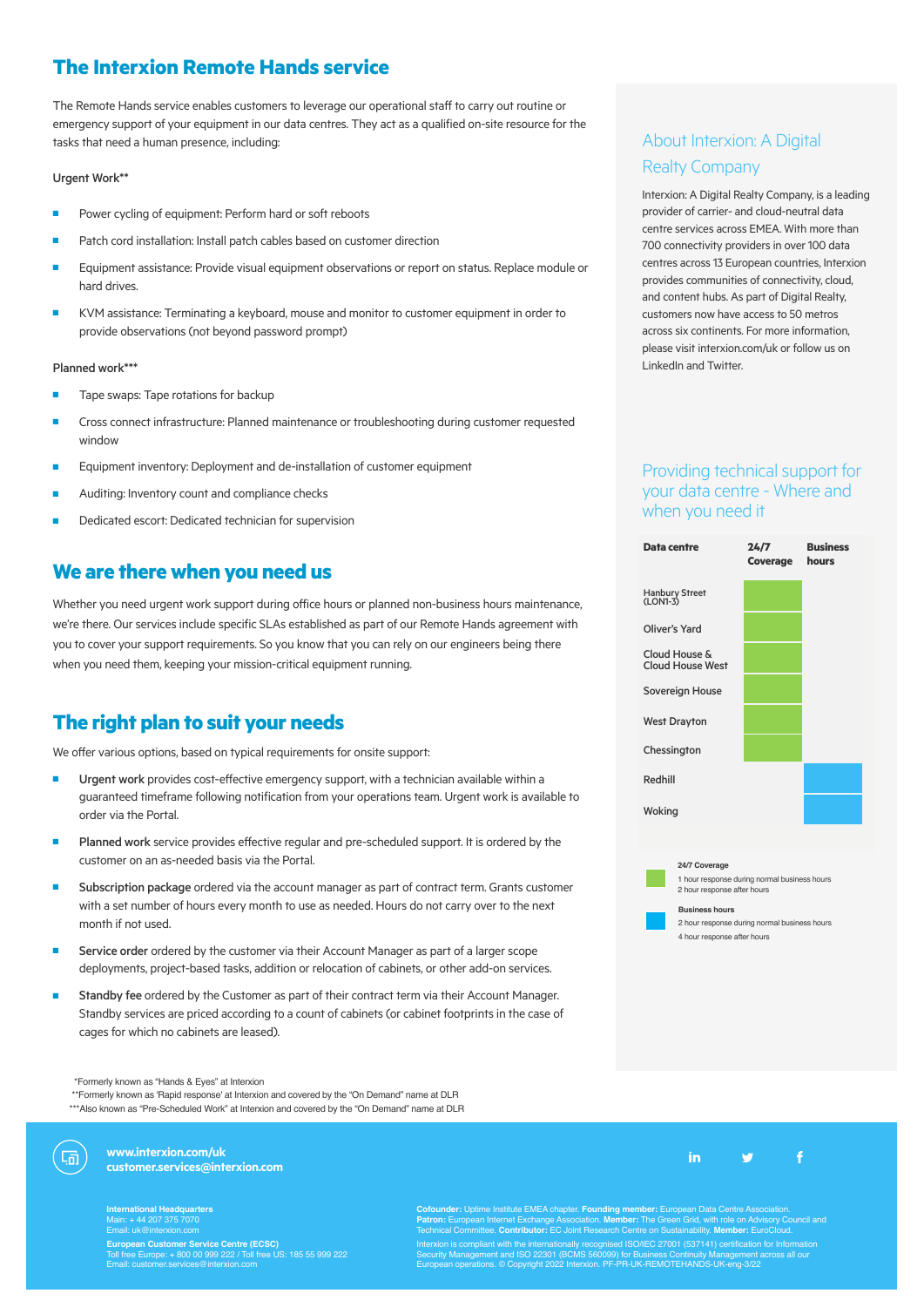## The Interxion Remote Hands service

The Remote Hands service enables customers to leverage our operational staff to carry out routine or emergency support of your equipment in our data centres. They act as a qualified on-site resource for the tasks that need a human presence, including:

Urgent Work**

- Power cycling of equipment: Perform hard or soft reboots
- Patch cord installation: Install patch cables based on customer direction
- Equipment assistance: Provide visual equipment observations or report on status. Replace module or hard drives.
- KVM assistance: Terminating a keyboard, mouse and monitor to customer equipment in order to provide observations (not beyond password prompt)

Planned work***

- Tape swaps: Tape rotations for backup
- Cross connect infrastructure: Planned maintenance or troubleshooting during customer requested window
- Equipment inventory: Deployment and de-installation of customer equipment
- Auditing: Inventory count and compliance checks
- Dedicated escort: Dedicated technician for supervision

## We are there when you need us

Whether you need urgent work support during office hours or planned non-business hours maintenance, we're there. Our services include specific SLAs established as part of our Remote Hands agreement with you to cover your support requirements. So you know that you can rely on our engineers being there when you need them, keeping your mission-critical equipment running.

## The right plan to suit your needs

We offer various options, based on typical requirements for onsite support:

- **Urgent work** provides cost-effective emergency support, with a technician available within a guaranteed timeframe following notification from your operations team. Urgent work is available to order via the Portal.
- **Planned work** service provides effective regular and pre-scheduled support. It is ordered by the customer on an as-needed basis via the Portal.
- **Subscription package** ordered via the account manager as part of contract term. Grants customer with a set number of hours every month to use as needed. Hours do not carry over to the next month if not used.
- **Service order** ordered by the customer via their Account Manager as part of a larger scope deployments, project-based tasks, addition or relocation of cabinets, or other add-on services.
- **Standby fee** ordered by the Customer as part of their contract term via their Account Manager. Standby services are priced according to a count of cabinets (or cabinet footprints in the case of cages for which no cabinets are leased).

*Formerly known as "Hands & Eyes" at Interxion
**Formerly known as 'Rapid response' at Interxion and covered by the "On Demand" name at DLR
***Also known as "Pre-Scheduled Work" at Interxion and covered by the "On Demand" name at DLR

## About Interxion: A Digital Realty Company

Interxion: A Digital Realty Company, is a leading provider of carrier- and cloud-neutral data centre services across EMEA. With more than 700 connectivity providers in over 100 data centres across 13 European countries, Interxion provides communities of connectivity, cloud, and content hubs. As part of Digital Realty, customers now have access to 50 metros across six continents. For more information, please visit interxion.com/uk or follow us on LinkedIn and Twitter.

## Providing technical support for your data centre - Where and when you need it

| Data centre | 24/7 Coverage | Business hours |
|---|---|---|
| Hanbury Street (LON1-3) | ✓ | |
| Oliver's Yard | ✓ | |
| Cloud House & Cloud House West | ✓ | |
| Sovereign House | ✓ | |
| West Drayton | ✓ | |
| Chessington | ✓ | |
| Redhill | | ✓ |
| Woking | | ✓ |

**24/7 Coverage**
1 hour response during normal business hours
2 hour response after hours

**Business hours**
2 hour response during normal business hours
4 hour response after hours

**www.interxion.com/uk**
**customer.services@interxion.com**

**International Headquarters**
Main: + 44 207 375 7070
Email: uk@interxion.com

**European Customer Service Centre (ECSC)**
Toll free Europe: + 800 00 999 222 / Toll free US: 185 55 999 222
Email: customer.services@interxion.com

**Cofounder:** Uptime Institute EMEA chapter. **Founding member:** European Data Centre Association. **Patron:** European Internet Exchange Association. **Member:** The Green Grid, with role on Advisory Council and Technical Committee. **Contributor:** EC Joint Research Centre on Sustainability. **Member:** EuroCloud.

Interxion is compliant with the internationally recognised ISO/IEC 27001 (537141) certification for Information Security Management and ISO 22301 (BCMS 560099) for Business Continuity Management across all our European operations. © Copyright 2022 Interxion. PF-PR-UK-REMOTEHANDS-UK-eng-3/22